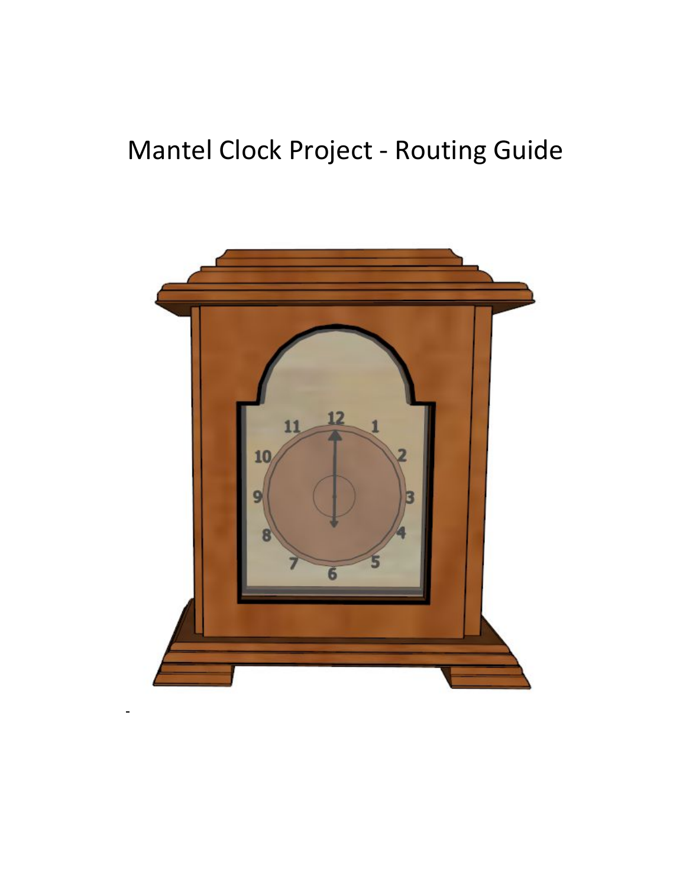# Mantel Clock Project - Routing Guide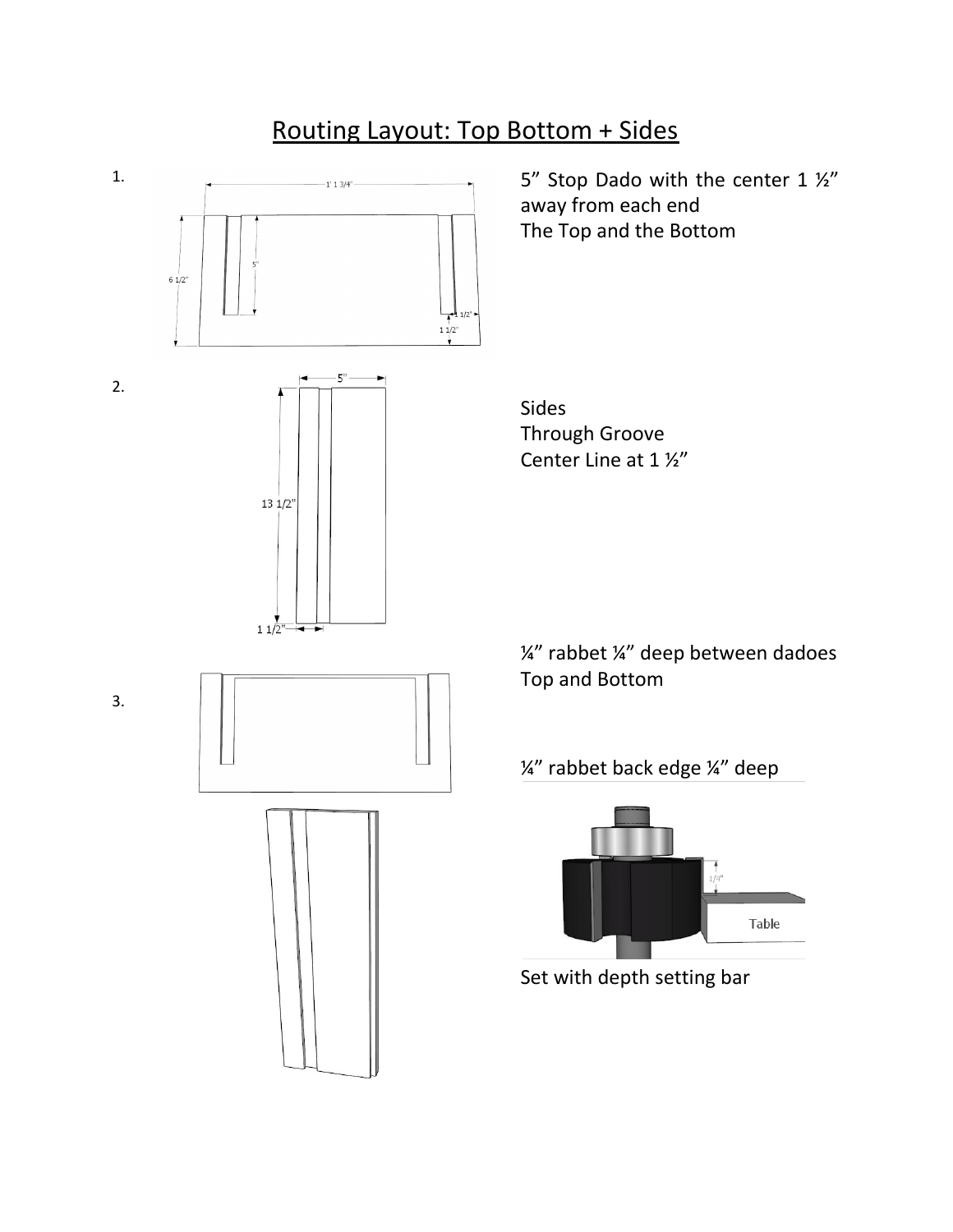# Routing Layout: Top Bottom + Sides

1. 5" Stop Dado with the center 1 ½" away from each end
The Top and the Bottom

2. Sides
Through Groove
Center Line at 1 ½"

3. ¼" rabbet ¼" deep between dadoes
Top and Bottom

¼" rabbet back edge ¼" deep

Set with depth setting bar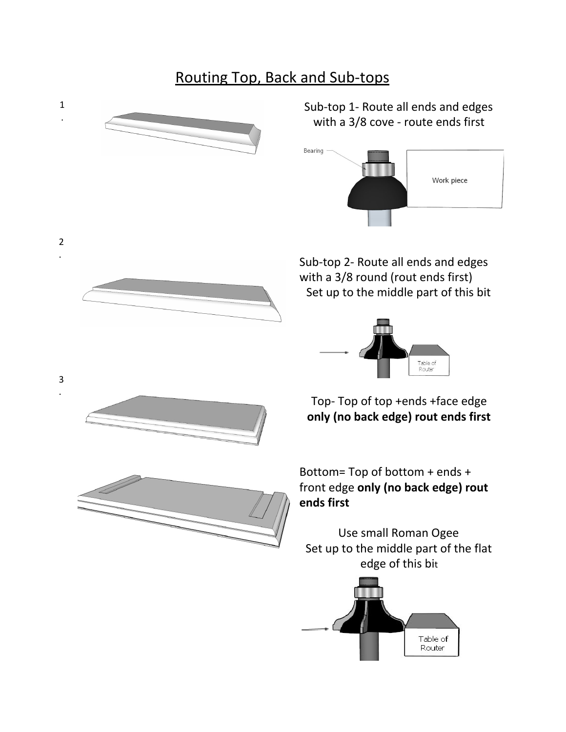# Routing Top, Back and Sub-tops

1. Sub-top 1- Route all ends and edges with a 3/8 cove - route ends first

Bearing

Work piece

2. Sub-top 2- Route all ends and edges with a 3/8 round (rout ends first) Set up to the middle part of this bit

Table of Router

3. Top- Top of top +ends +face edge **only (no back edge) rout ends first**

Bottom= Top of bottom + ends + front edge **only (no back edge) rout ends first**

Use small Roman Ogee
Set up to the middle part of the flat edge of this bit

Table of Router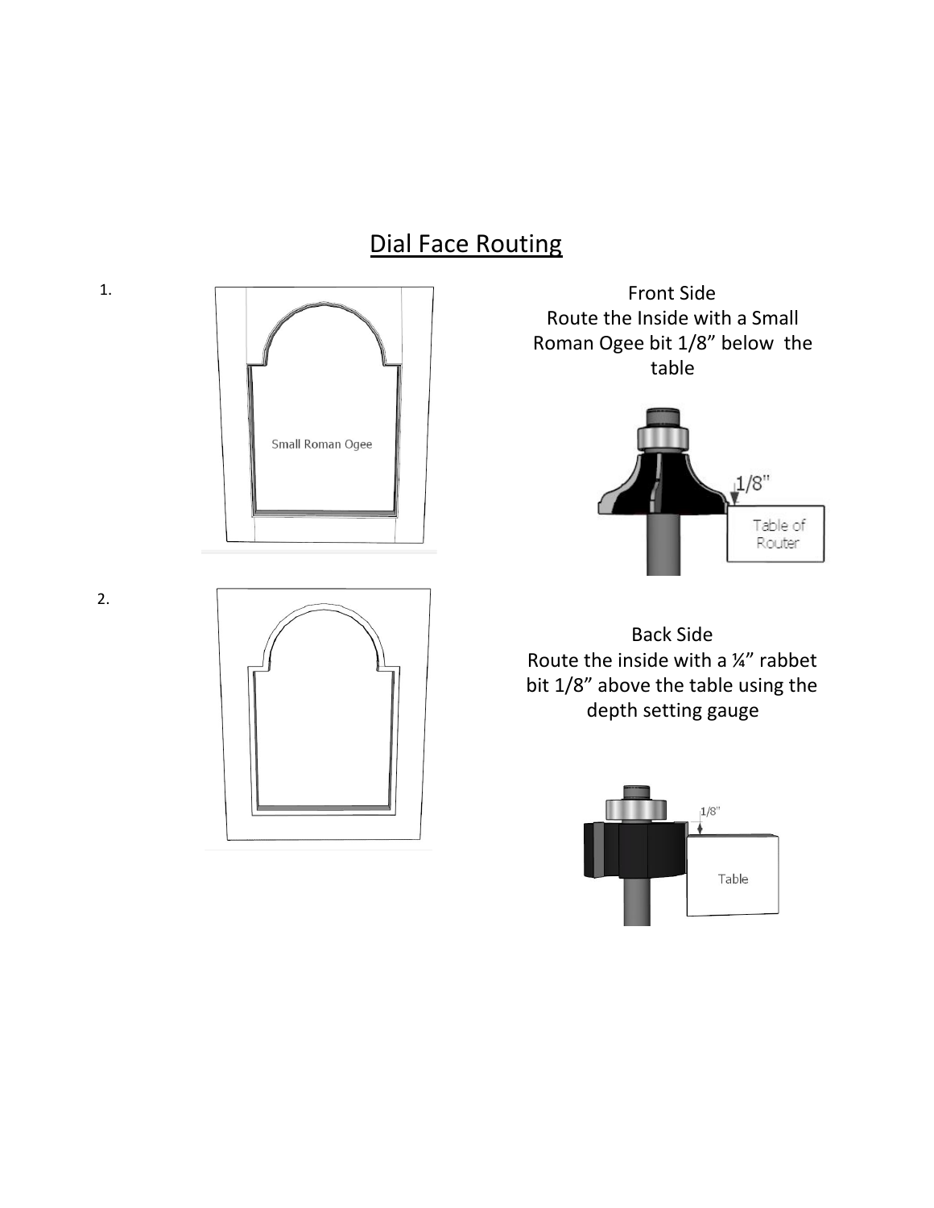# Dial Face Routing

1.

Front Side
Route the Inside with a Small Roman Ogee bit 1/8" below the table

2.

Back Side
Route the inside with a ¼" rabbet bit 1/8" above the table using the depth setting gauge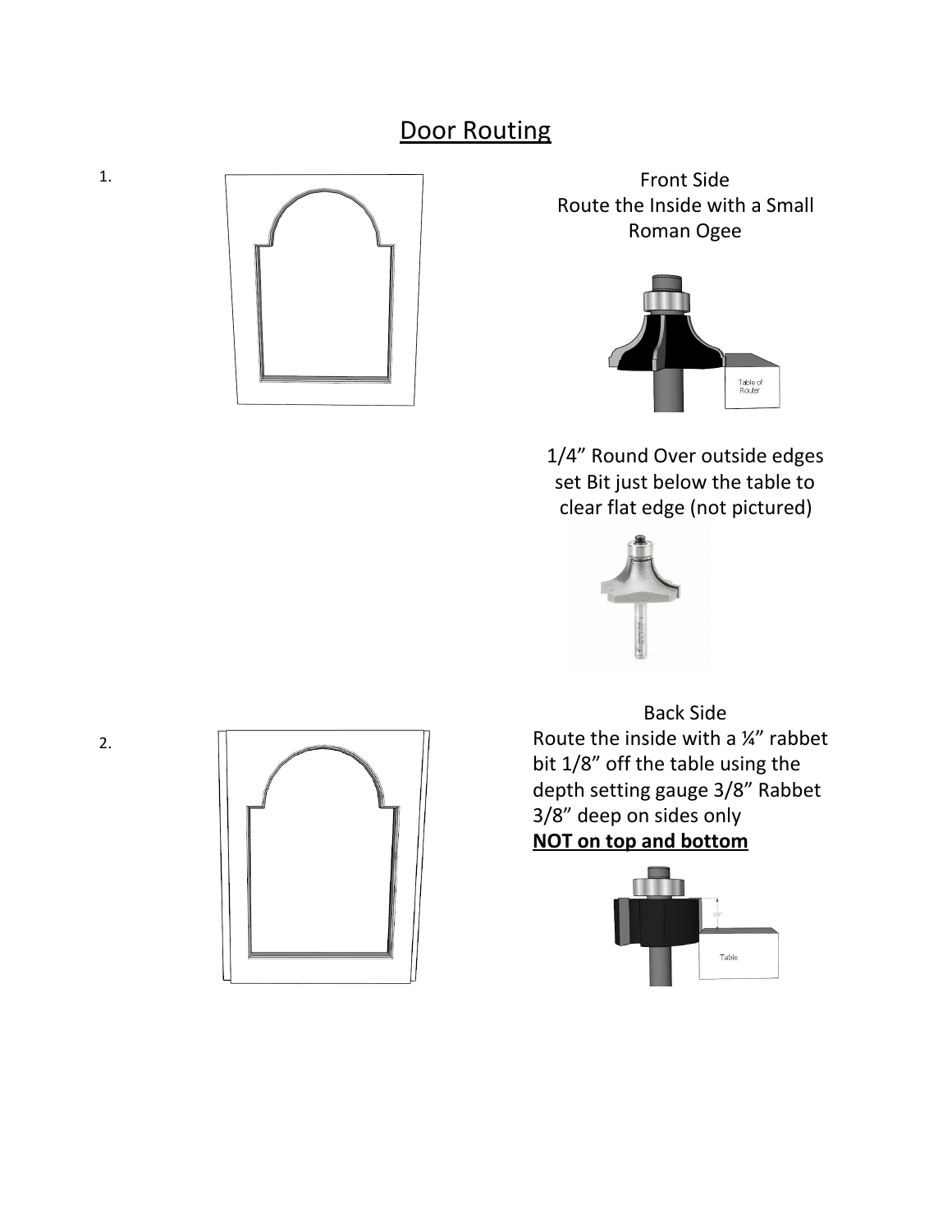# Door Routing

1.

Front Side
Route the Inside with a Small Roman Ogee

1/4" Round Over outside edges set Bit just below the table to clear flat edge (not pictured)

2.

Back Side
Route the inside with a ¼" rabbet bit 1/8" off the table using the depth setting gauge 3/8" Rabbet 3/8" deep on sides only
**NOT on top and bottom**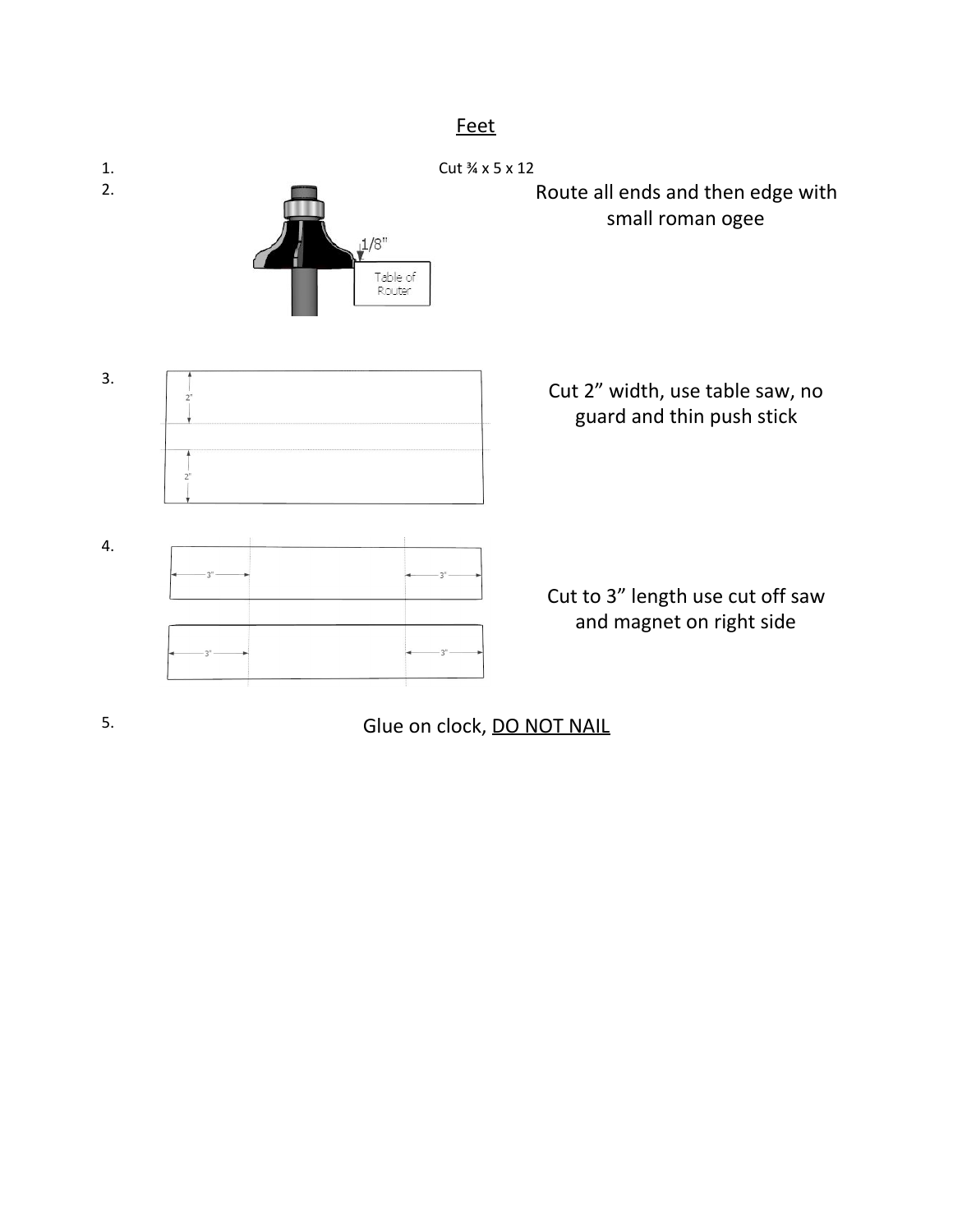# Feet

1. Cut ¾ x 5 x 12
2. Route all ends and then edge with small roman ogee

1/8"

Table of Router

3. Cut 2" width, use table saw, no guard and thin push stick

2"

2"

4. Cut to 3" length use cut off saw and magnet on right side

3"

3"

3"

3"

5. Glue on clock, <u>DO NOT NAIL</u>